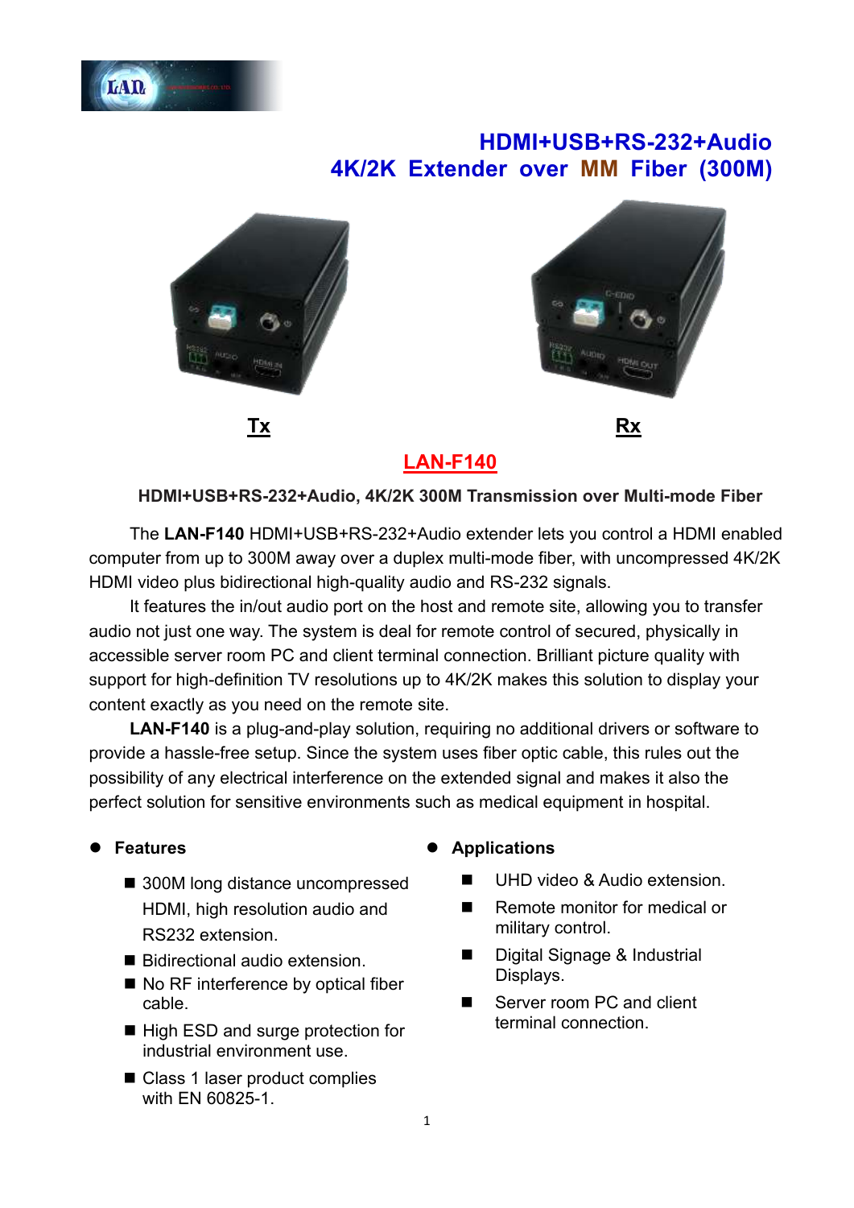# HDMI+USB+RS-232+Audio 4K/2K Extender over MM Fiber (300M)

**Tx** **Rx**

## LAN-F140

**HDMI+USB+RS-232+Audio, 4K/2K 300M Transmission over Multi-mode Fiber**

The **LAN-F140** HDMI+USB+RS-232+Audio extender lets you control a HDMI enabled computer from up to 300M away over a duplex multi-mode fiber, with uncompressed 4K/2K HDMI video plus bidirectional high-quality audio and RS-232 signals.

It features the in/out audio port on the host and remote site, allowing you to transfer audio not just one way. The system is deal for remote control of secured, physically in accessible server room PC and client terminal connection. Brilliant picture quality with support for high-definition TV resolutions up to 4K/2K makes this solution to display your content exactly as you need on the remote site.

**LAN-F140** is a plug-and-play solution, requiring no additional drivers or software to provide a hassle-free setup. Since the system uses fiber optic cable, this rules out the possibility of any electrical interference on the extended signal and makes it also the perfect solution for sensitive environments such as medical equipment in hospital.

- **Features**
  - 300M long distance uncompressed HDMI, high resolution audio and RS232 extension.
  - Bidirectional audio extension.
  - No RF interference by optical fiber cable.
  - High ESD and surge protection for industrial environment use.
  - Class 1 laser product complies with EN 60825-1.

- **Applications**
  - UHD video & Audio extension.
  - Remote monitor for medical or military control.
  - Digital Signage & Industrial Displays.
  - Server room PC and client terminal connection.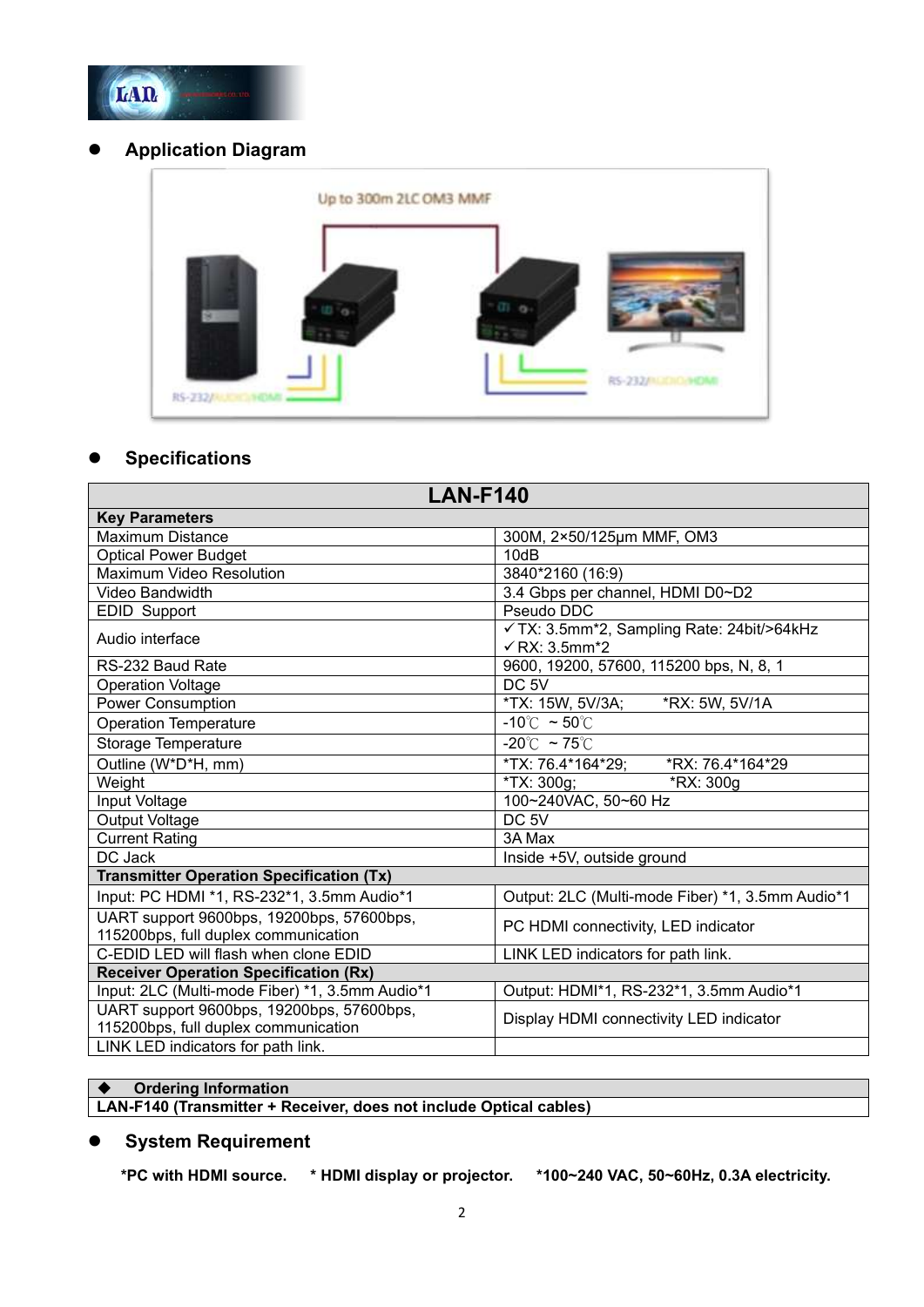## Application Diagram

Up to 300m 2LC OM3 MMF

RS-232/AUDIO/HDMI

RS-232/AUDIO/HDMI

## Specifications

| LAN-F140 | |
|---|---|
| **Key Parameters** | |
| Maximum Distance | 300M, 2×50/125μm MMF, OM3 |
| Optical Power Budget | 10dB |
| Maximum Video Resolution | 3840*2160 (16:9) |
| Video Bandwidth | 3.4 Gbps per channel, HDMI D0~D2 |
| EDID Support | Pseudo DDC |
| Audio interface | ✓TX: 3.5mm*2, Sampling Rate: 24bit/>64kHz<br>✓RX: 3.5mm*2 |
| RS-232 Baud Rate | 9600, 19200, 57600, 115200 bps, N, 8, 1 |
| Operation Voltage | DC 5V |
| Power Consumption | *TX: 15W, 5V/3A; *RX: 5W, 5V/1A |
| Operation Temperature | -10℃ ~ 50℃ |
| Storage Temperature | -20℃ ~ 75℃ |
| Outline (W*D*H, mm) | *TX: 76.4*164*29; *RX: 76.4*164*29 |
| Weight | *TX: 300g; *RX: 300g |
| Input Voltage | 100~240VAC, 50~60 Hz |
| Output Voltage | DC 5V |
| Current Rating | 3A Max |
| DC Jack | Inside +5V, outside ground |
| **Transmitter Operation Specification (Tx)** | |
| Input: PC HDMI *1, RS-232*1, 3.5mm Audio*1 | Output: 2LC (Multi-mode Fiber) *1, 3.5mm Audio*1 |
| UART support 9600bps, 19200bps, 57600bps, 115200bps, full duplex communication | PC HDMI connectivity, LED indicator |
| C-EDID LED will flash when clone EDID | LINK LED indicators for path link. |
| **Receiver Operation Specification (Rx)** | |
| Input: 2LC (Multi-mode Fiber) *1, 3.5mm Audio*1 | Output: HDMI*1, RS-232*1, 3.5mm Audio*1 |
| UART support 9600bps, 19200bps, 57600bps, 115200bps, full duplex communication | Display HDMI connectivity LED indicator |
| LINK LED indicators for path link. | |

| ◆ Ordering Information |
|---|
| **LAN-F140 (Transmitter + Receiver, does not include Optical cables)** |

## System Requirement

**\*PC with HDMI source. \* HDMI display or projector. \*100~240 VAC, 50~60Hz, 0.3A electricity.**